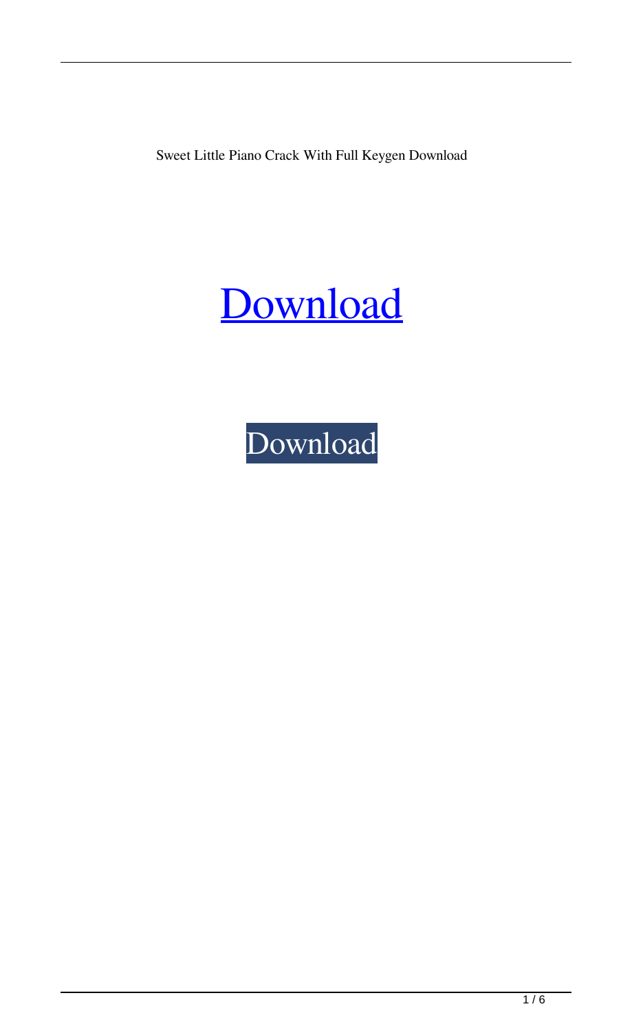Sweet Little Piano Crack With Full Keygen Download

[Download](#)

Download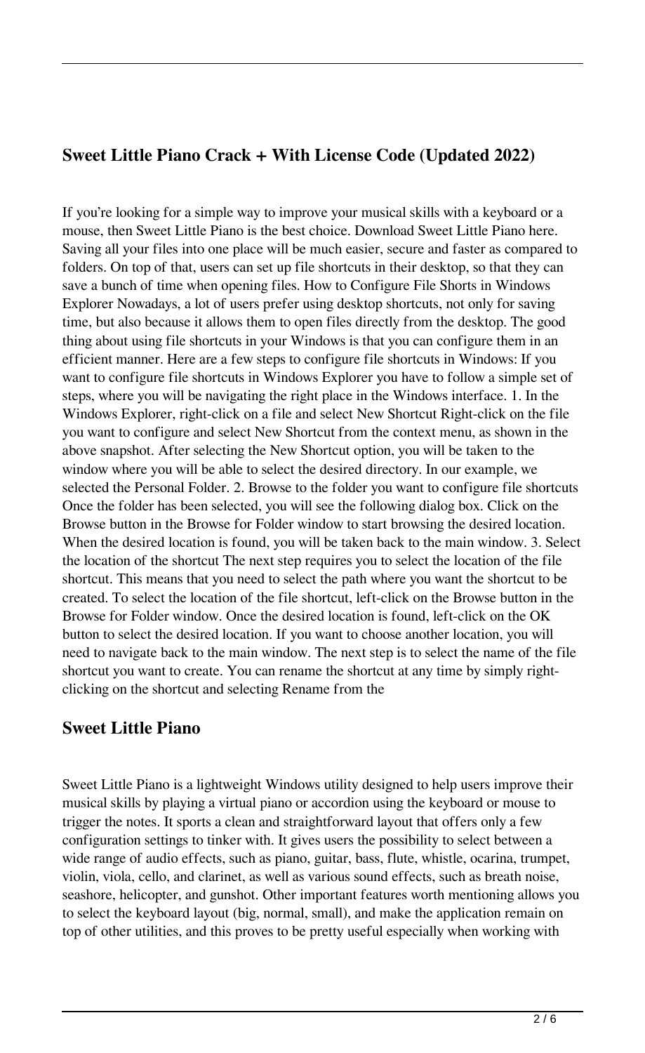## Sweet Little Piano Crack + With License Code (Updated 2022)

If you're looking for a simple way to improve your musical skills with a keyboard or a mouse, then Sweet Little Piano is the best choice. Download Sweet Little Piano here. Saving all your files into one place will be much easier, secure and faster as compared to folders. On top of that, users can set up file shortcuts in their desktop, so that they can save a bunch of time when opening files. How to Configure File Shorts in Windows Explorer Nowadays, a lot of users prefer using desktop shortcuts, not only for saving time, but also because it allows them to open files directly from the desktop. The good thing about using file shortcuts in your Windows is that you can configure them in an efficient manner. Here are a few steps to configure file shortcuts in Windows: If you want to configure file shortcuts in Windows Explorer you have to follow a simple set of steps, where you will be navigating the right place in the Windows interface. 1. In the Windows Explorer, right-click on a file and select New Shortcut Right-click on the file you want to configure and select New Shortcut from the context menu, as shown in the above snapshot. After selecting the New Shortcut option, you will be taken to the window where you will be able to select the desired directory. In our example, we selected the Personal Folder. 2. Browse to the folder you want to configure file shortcuts Once the folder has been selected, you will see the following dialog box. Click on the Browse button in the Browse for Folder window to start browsing the desired location. When the desired location is found, you will be taken back to the main window. 3. Select the location of the shortcut The next step requires you to select the location of the file shortcut. This means that you need to select the path where you want the shortcut to be created. To select the location of the file shortcut, left-click on the Browse button in the Browse for Folder window. Once the desired location is found, left-click on the OK button to select the desired location. If you want to choose another location, you will need to navigate back to the main window. The next step is to select the name of the file shortcut you want to create. You can rename the shortcut at any time by simply right-clicking on the shortcut and selecting Rename from the

## Sweet Little Piano

Sweet Little Piano is a lightweight Windows utility designed to help users improve their musical skills by playing a virtual piano or accordion using the keyboard or mouse to trigger the notes. It sports a clean and straightforward layout that offers only a few configuration settings to tinker with. It gives users the possibility to select between a wide range of audio effects, such as piano, guitar, bass, flute, whistle, ocarina, trumpet, violin, viola, cello, and clarinet, as well as various sound effects, such as breath noise, seashore, helicopter, and gunshot. Other important features worth mentioning allows you to select the keyboard layout (big, normal, small), and make the application remain on top of other utilities, and this proves to be pretty useful especially when working with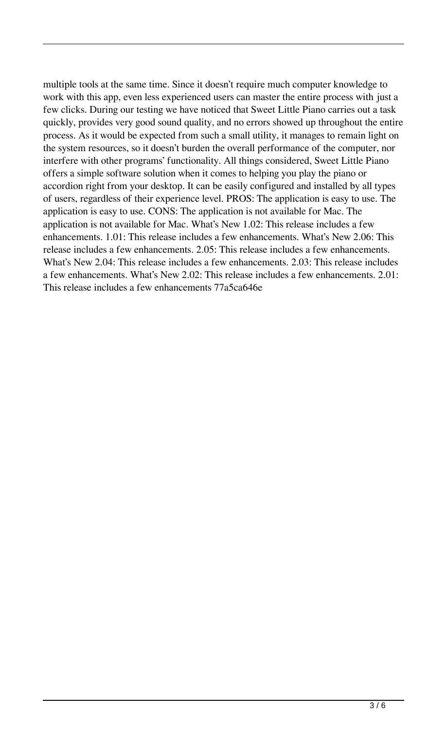multiple tools at the same time. Since it doesn't require much computer knowledge to work with this app, even less experienced users can master the entire process with just a few clicks. During our testing we have noticed that Sweet Little Piano carries out a task quickly, provides very good sound quality, and no errors showed up throughout the entire process. As it would be expected from such a small utility, it manages to remain light on the system resources, so it doesn't burden the overall performance of the computer, nor interfere with other programs' functionality. All things considered, Sweet Little Piano offers a simple software solution when it comes to helping you play the piano or accordion right from your desktop. It can be easily configured and installed by all types of users, regardless of their experience level. PROS: The application is easy to use. The application is easy to use. CONS: The application is not available for Mac. The application is not available for Mac. What's New 1.02: This release includes a few enhancements. 1.01: This release includes a few enhancements. What's New 2.06: This release includes a few enhancements. 2.05: This release includes a few enhancements. What's New 2.04: This release includes a few enhancements. 2.03: This release includes a few enhancements. What's New 2.02: This release includes a few enhancements. 2.01: This release includes a few enhancements 77a5ca646e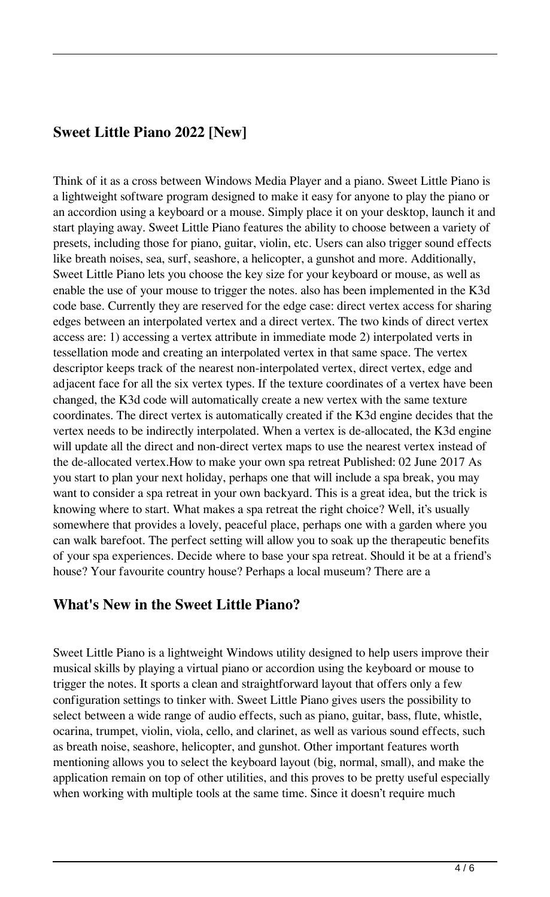## Sweet Little Piano 2022 [New]

Think of it as a cross between Windows Media Player and a piano. Sweet Little Piano is a lightweight software program designed to make it easy for anyone to play the piano or an accordion using a keyboard or a mouse. Simply place it on your desktop, launch it and start playing away. Sweet Little Piano features the ability to choose between a variety of presets, including those for piano, guitar, violin, etc. Users can also trigger sound effects like breath noises, sea, surf, seashore, a helicopter, a gunshot and more. Additionally, Sweet Little Piano lets you choose the key size for your keyboard or mouse, as well as enable the use of your mouse to trigger the notes. also has been implemented in the K3d code base. Currently they are reserved for the edge case: direct vertex access for sharing edges between an interpolated vertex and a direct vertex. The two kinds of direct vertex access are: 1) accessing a vertex attribute in immediate mode 2) interpolated verts in tessellation mode and creating an interpolated vertex in that same space. The vertex descriptor keeps track of the nearest non-interpolated vertex, direct vertex, edge and adjacent face for all the six vertex types. If the texture coordinates of a vertex have been changed, the K3d code will automatically create a new vertex with the same texture coordinates. The direct vertex is automatically created if the K3d engine decides that the vertex needs to be indirectly interpolated. When a vertex is de-allocated, the K3d engine will update all the direct and non-direct vertex maps to use the nearest vertex instead of the de-allocated vertex.How to make your own spa retreat Published: 02 June 2017 As you start to plan your next holiday, perhaps one that will include a spa break, you may want to consider a spa retreat in your own backyard. This is a great idea, but the trick is knowing where to start. What makes a spa retreat the right choice? Well, it's usually somewhere that provides a lovely, peaceful place, perhaps one with a garden where you can walk barefoot. The perfect setting will allow you to soak up the therapeutic benefits of your spa experiences. Decide where to base your spa retreat. Should it be at a friend's house? Your favourite country house? Perhaps a local museum? There are a

## What's New in the Sweet Little Piano?

Sweet Little Piano is a lightweight Windows utility designed to help users improve their musical skills by playing a virtual piano or accordion using the keyboard or mouse to trigger the notes. It sports a clean and straightforward layout that offers only a few configuration settings to tinker with. Sweet Little Piano gives users the possibility to select between a wide range of audio effects, such as piano, guitar, bass, flute, whistle, ocarina, trumpet, violin, viola, cello, and clarinet, as well as various sound effects, such as breath noise, seashore, helicopter, and gunshot. Other important features worth mentioning allows you to select the keyboard layout (big, normal, small), and make the application remain on top of other utilities, and this proves to be pretty useful especially when working with multiple tools at the same time. Since it doesn't require much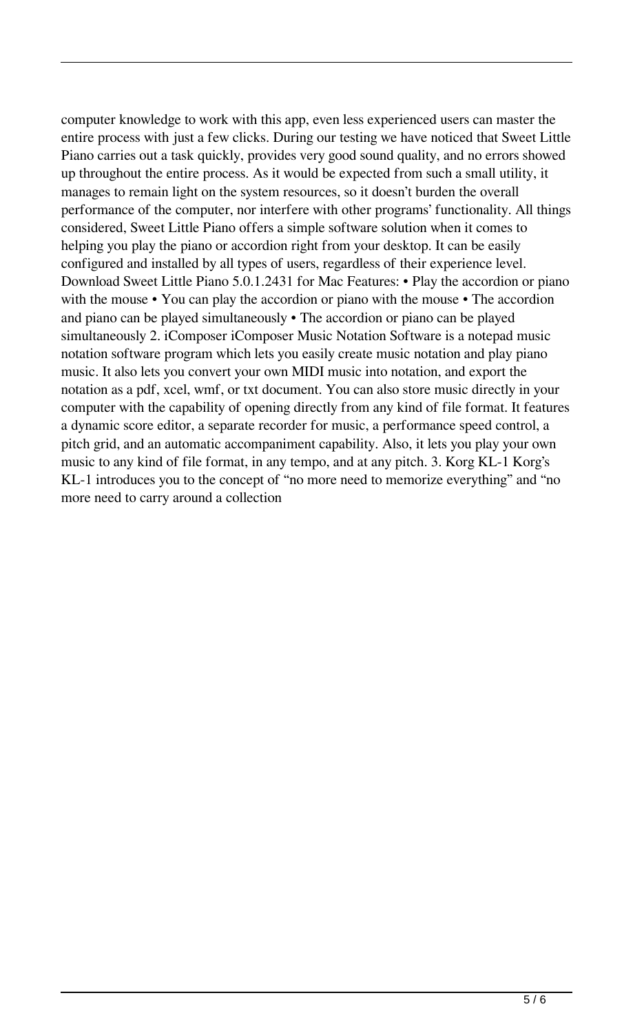computer knowledge to work with this app, even less experienced users can master the entire process with just a few clicks. During our testing we have noticed that Sweet Little Piano carries out a task quickly, provides very good sound quality, and no errors showed up throughout the entire process. As it would be expected from such a small utility, it manages to remain light on the system resources, so it doesn't burden the overall performance of the computer, nor interfere with other programs' functionality. All things considered, Sweet Little Piano offers a simple software solution when it comes to helping you play the piano or accordion right from your desktop. It can be easily configured and installed by all types of users, regardless of their experience level. Download Sweet Little Piano 5.0.1.2431 for Mac Features: • Play the accordion or piano with the mouse • You can play the accordion or piano with the mouse • The accordion and piano can be played simultaneously • The accordion or piano can be played simultaneously 2. iComposer iComposer Music Notation Software is a notepad music notation software program which lets you easily create music notation and play piano music. It also lets you convert your own MIDI music into notation, and export the notation as a pdf, xcel, wmf, or txt document. You can also store music directly in your computer with the capability of opening directly from any kind of file format. It features a dynamic score editor, a separate recorder for music, a performance speed control, a pitch grid, and an automatic accompaniment capability. Also, it lets you play your own music to any kind of file format, in any tempo, and at any pitch. 3. Korg KL-1 Korg's KL-1 introduces you to the concept of "no more need to memorize everything" and "no more need to carry around a collection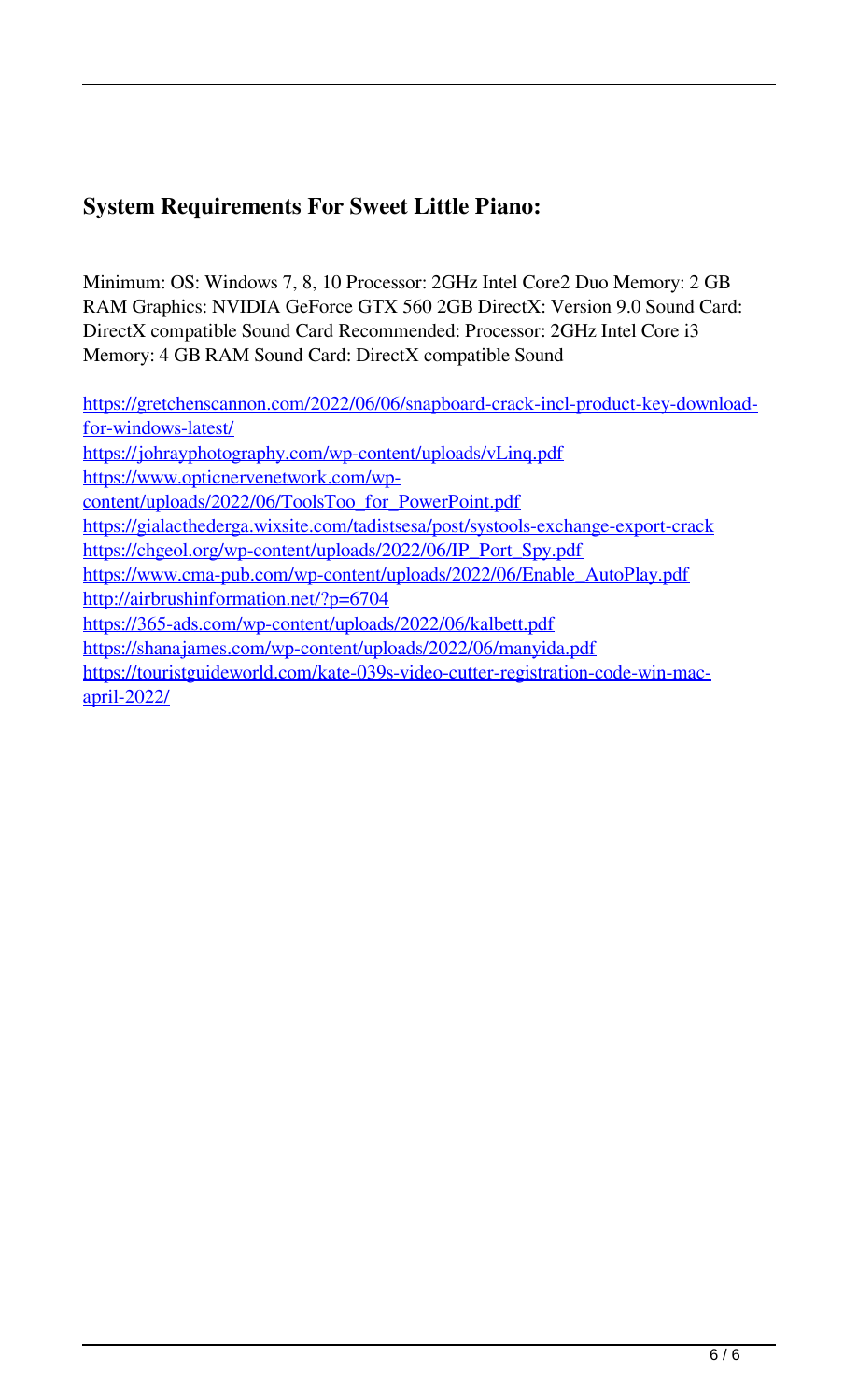## System Requirements For Sweet Little Piano:

Minimum: OS: Windows 7, 8, 10 Processor: 2GHz Intel Core2 Duo Memory: 2 GB RAM Graphics: NVIDIA GeForce GTX 560 2GB DirectX: Version 9.0 Sound Card: DirectX compatible Sound Card Recommended: Processor: 2GHz Intel Core i3 Memory: 4 GB RAM Sound Card: DirectX compatible Sound

https://gretchenscannon.com/2022/06/06/snapboard-crack-incl-product-key-download-for-windows-latest/
https://johrayphotography.com/wp-content/uploads/vLinq.pdf
https://www.opticnervenetwork.com/wp-content/uploads/2022/06/ToolsToo_for_PowerPoint.pdf
https://gialacthederga.wixsite.com/tadistsesa/post/systools-exchange-export-crack
https://chgeol.org/wp-content/uploads/2022/06/IP_Port_Spy.pdf
https://www.cma-pub.com/wp-content/uploads/2022/06/Enable_AutoPlay.pdf
http://airbrushinformation.net/?p=6704
https://365-ads.com/wp-content/uploads/2022/06/kalbett.pdf
https://shanajames.com/wp-content/uploads/2022/06/manyida.pdf
https://touristguideworld.com/kate-039s-video-cutter-registration-code-win-mac-april-2022/